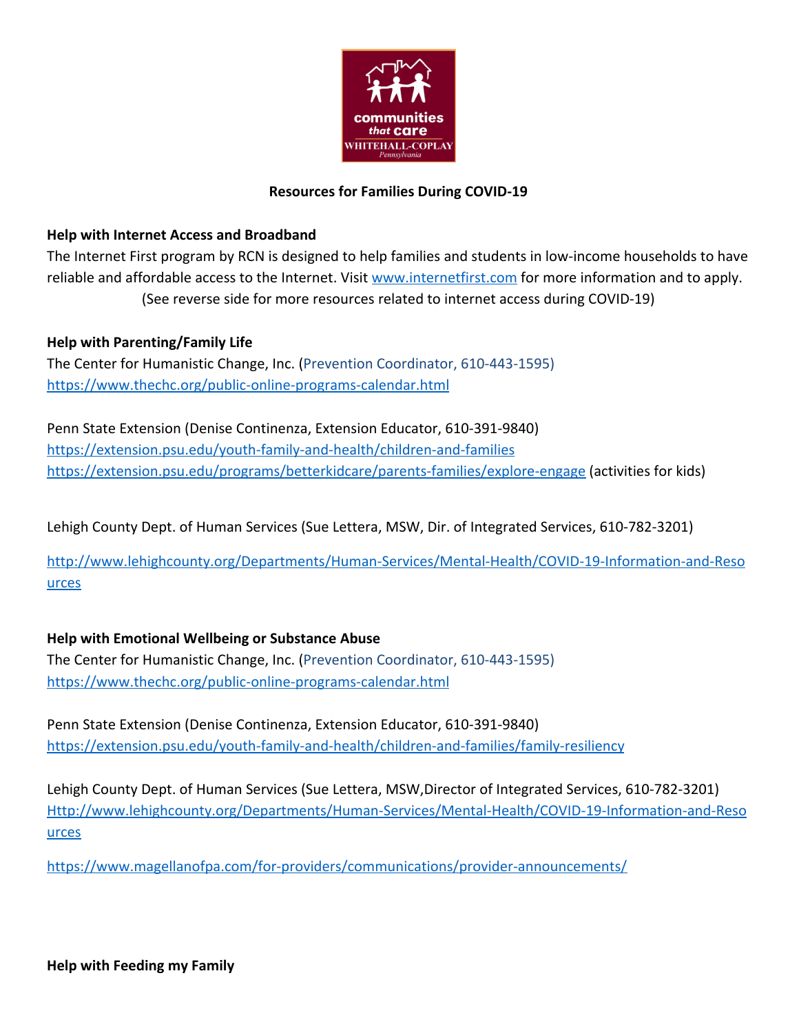# Resources for Families During COVID-19

## Help with Internet Access and Broadband

The Internet First program by RCN is designed to help families and students in low-income households to have reliable and affordable access to the Internet. Visit www.internetfirst.com for more information and to apply.

(See reverse side for more resources related to internet access during COVID-19)

## Help with Parenting/Family Life

The Center for Humanistic Change, Inc. (Prevention Coordinator, 610-443-1595)
https://www.thechc.org/public-online-programs-calendar.html

Penn State Extension (Denise Continenza, Extension Educator, 610-391-9840)
https://extension.psu.edu/youth-family-and-health/children-and-families
https://extension.psu.edu/programs/betterkidcare/parents-families/explore-engage (activities for kids)

Lehigh County Dept. of Human Services (Sue Lettera, MSW, Dir. of Integrated Services, 610-782-3201)

http://www.lehighcounty.org/Departments/Human-Services/Mental-Health/COVID-19-Information-and-Resources

## Help with Emotional Wellbeing or Substance Abuse

The Center for Humanistic Change, Inc. (Prevention Coordinator, 610-443-1595)
https://www.thechc.org/public-online-programs-calendar.html

Penn State Extension (Denise Continenza, Extension Educator, 610-391-9840)
https://extension.psu.edu/youth-family-and-health/children-and-families/family-resiliency

Lehigh County Dept. of Human Services (Sue Lettera, MSW,Director of Integrated Services, 610-782-3201)
Http://www.lehighcounty.org/Departments/Human-Services/Mental-Health/COVID-19-Information-and-Resources

https://www.magellanofpa.com/for-providers/communications/provider-announcements/

## Help with Feeding my Family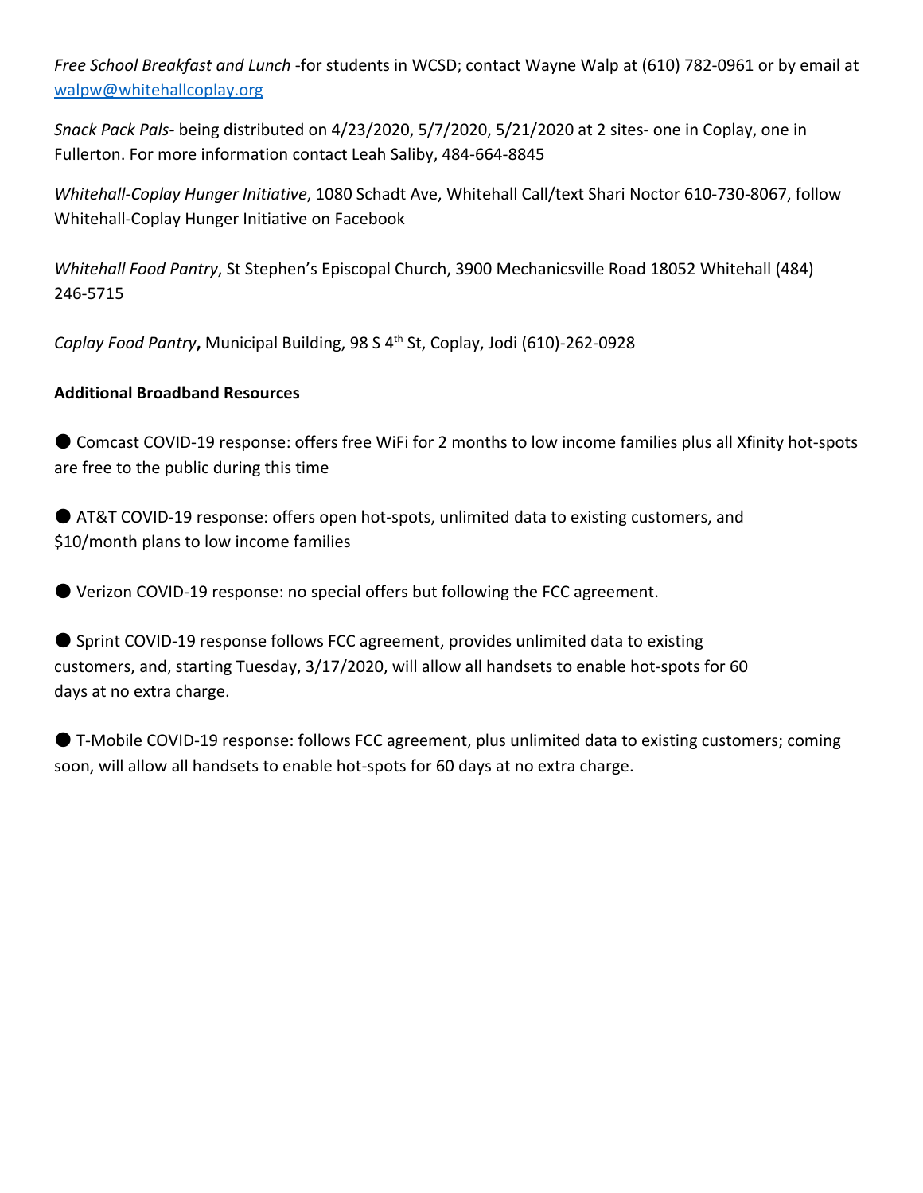*Free School Breakfast and Lunch* -for students in WCSD; contact Wayne Walp at (610) 782-0961 or by email at walpw@whitehallcoplay.org

*Snack Pack Pals*- being distributed on 4/23/2020, 5/7/2020, 5/21/2020 at 2 sites- one in Coplay, one in Fullerton. For more information contact Leah Saliby, 484-664-8845

*Whitehall-Coplay Hunger Initiative*, 1080 Schadt Ave, Whitehall Call/text Shari Noctor 610-730-8067, follow Whitehall-Coplay Hunger Initiative on Facebook

*Whitehall Food Pantry*, St Stephen's Episcopal Church, 3900 Mechanicsville Road 18052 Whitehall (484) 246-5715

*Coplay Food Pantry***,** Municipal Building, 98 S 4th St, Coplay, Jodi (610)-262-0928

**Additional Broadband Resources**

- Comcast COVID-19 response: offers free WiFi for 2 months to low income families plus all Xfinity hot-spots are free to the public during this time

- AT&T COVID-19 response: offers open hot-spots, unlimited data to existing customers, and $10/month plans to low income families

- Verizon COVID-19 response: no special offers but following the FCC agreement.

- Sprint COVID-19 response follows FCC agreement, provides unlimited data to existing customers, and, starting Tuesday, 3/17/2020, will allow all handsets to enable hot-spots for 60 days at no extra charge.

- T-Mobile COVID-19 response: follows FCC agreement, plus unlimited data to existing customers; coming soon, will allow all handsets to enable hot-spots for 60 days at no extra charge.